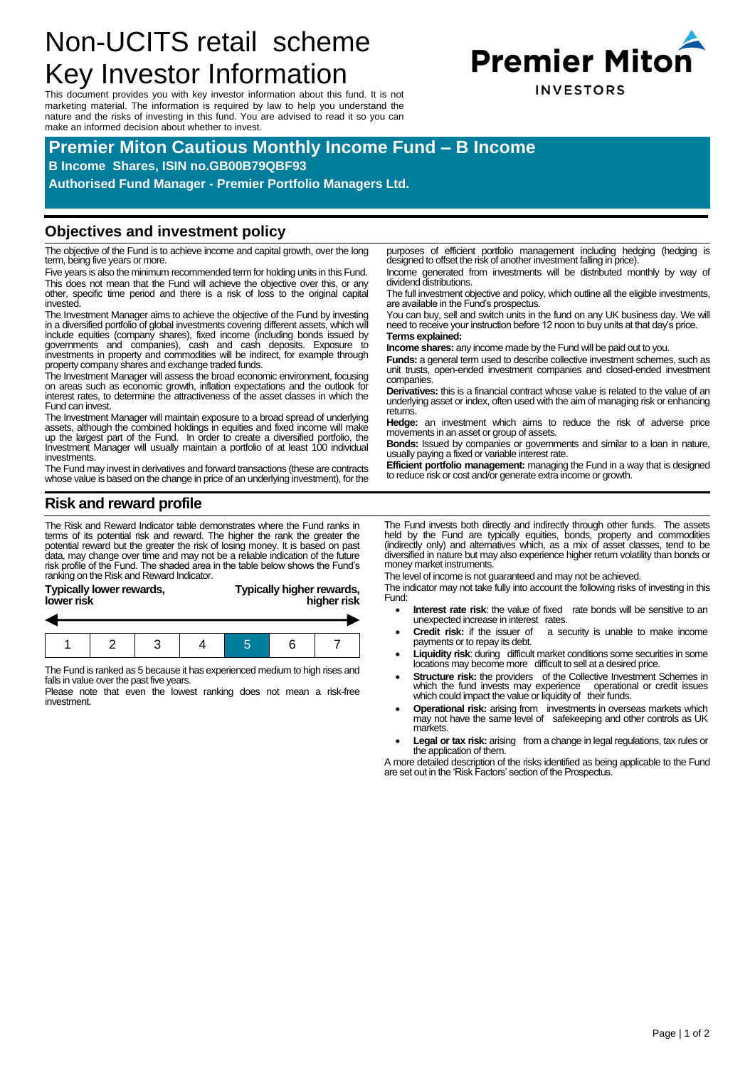# Non-UCITS retail scheme Key Investor Information

Premier Miton INVESTORS

This document provides you with key investor information about this fund. It is not marketing material. The information is required by law to help you understand the nature and the risks of investing in this fund. You are advised to read it so you can make an informed decision about whether to invest.

## Premier Miton Cautious Monthly Income Fund – B Income

**B Income Shares, ISIN no.GB00B79QBF93**

**Authorised Fund Manager - Premier Portfolio Managers Ltd.**

## Objectives and investment policy

The objective of the Fund is to achieve income and capital growth, over the long term, being five years or more.

Five years is also the minimum recommended term for holding units in this Fund. This does not mean that the Fund will achieve the objective over this, or any other, specific time period and there is a risk of loss to the original capital invested.

The Investment Manager aims to achieve the objective of the Fund by investing in a diversified portfolio of global investments covering different assets, which will include equities (company shares), fixed income (including bonds issued by governments and companies), cash and cash deposits. Exposure to investments in property and commodities will be indirect, for example through property company shares and exchange traded funds.

The Investment Manager will assess the broad economic environment, focusing on areas such as economic growth, inflation expectations and the outlook for interest rates, to determine the attractiveness of the asset classes in which the Fund can invest.

The Investment Manager will maintain exposure to a broad spread of underlying assets, although the combined holdings in equities and fixed income will make up the largest part of the Fund. In order to create a diversified portfolio, the Investment Manager will usually maintain a portfolio of at least 100 individual investments.

The Fund may invest in derivatives and forward transactions (these are contracts whose value is based on the change in price of an underlying investment), for the purposes of efficient portfolio management including hedging (hedging is designed to offset the risk of another investment falling in price).

Income generated from investments will be distributed monthly by way of dividend distributions.

The full investment objective and policy, which outline all the eligible investments, are available in the Fund's prospectus.

You can buy, sell and switch units in the fund on any UK business day. We will need to receive your instruction before 12 noon to buy units at that day's price.

**Terms explained:**

**Income shares:** any income made by the Fund will be paid out to you.

**Funds:** a general term used to describe collective investment schemes, such as unit trusts, open-ended investment companies and closed-ended investment companies.

**Derivatives:** this is a financial contract whose value is related to the value of an underlying asset or index, often used with the aim of managing risk or enhancing returns.

**Hedge:** an investment which aims to reduce the risk of adverse price movements in an asset or group of assets.

**Bonds:** Issued by companies or governments and similar to a loan in nature, usually paying a fixed or variable interest rate.

**Efficient portfolio management:** managing the Fund in a way that is designed to reduce risk or cost and/or generate extra income or growth.

## Risk and reward profile

The Risk and Reward Indicator table demonstrates where the Fund ranks in terms of its potential risk and reward. The higher the rank the greater the potential reward but the greater the risk of losing money. It is based on past data, may change over time and may not be a reliable indication of the future risk profile of the Fund. The shaded area in the table below shows the Fund's ranking on the Risk and Reward Indicator.

**Typically lower rewards, lower risk** — **Typically higher rewards, higher risk**

| 1 | 2 | 3 | 4 | **5** | 6 | 7 |
|---|---|---|---|---|---|---|

The Fund is ranked as 5 because it has experienced medium to high rises and falls in value over the past five years.

Please note that even the lowest ranking does not mean a risk-free investment.

The Fund invests both directly and indirectly through other funds. The assets held by the Fund are typically equities, bonds, property and commodities (indirectly only) and alternatives which, as a mix of asset classes, tend to be diversified in nature but may also experience higher return volatility than bonds or money market instruments.

The level of income is not guaranteed and may not be achieved.

The indicator may not take fully into account the following risks of investing in this Fund:

- **Interest rate risk**: the value of fixed rate bonds will be sensitive to an unexpected increase in interest rates.
- **Credit risk:** if the issuer of a security is unable to make income payments or to repay its debt.
- **Liquidity risk**: during difficult market conditions some securities in some locations may become more difficult to sell at a desired price.
- **Structure risk:** the providers of the Collective Investment Schemes in which the fund invests may experience operational or credit issues which could impact the value or liquidity of their funds.
- **Operational risk:** arising from investments in overseas markets which may not have the same level of safekeeping and other controls as UK markets.
- **Legal or tax risk:** arising from a change in legal regulations, tax rules or the application of them.

A more detailed description of the risks identified as being applicable to the Fund are set out in the 'Risk Factors' section of the Prospectus.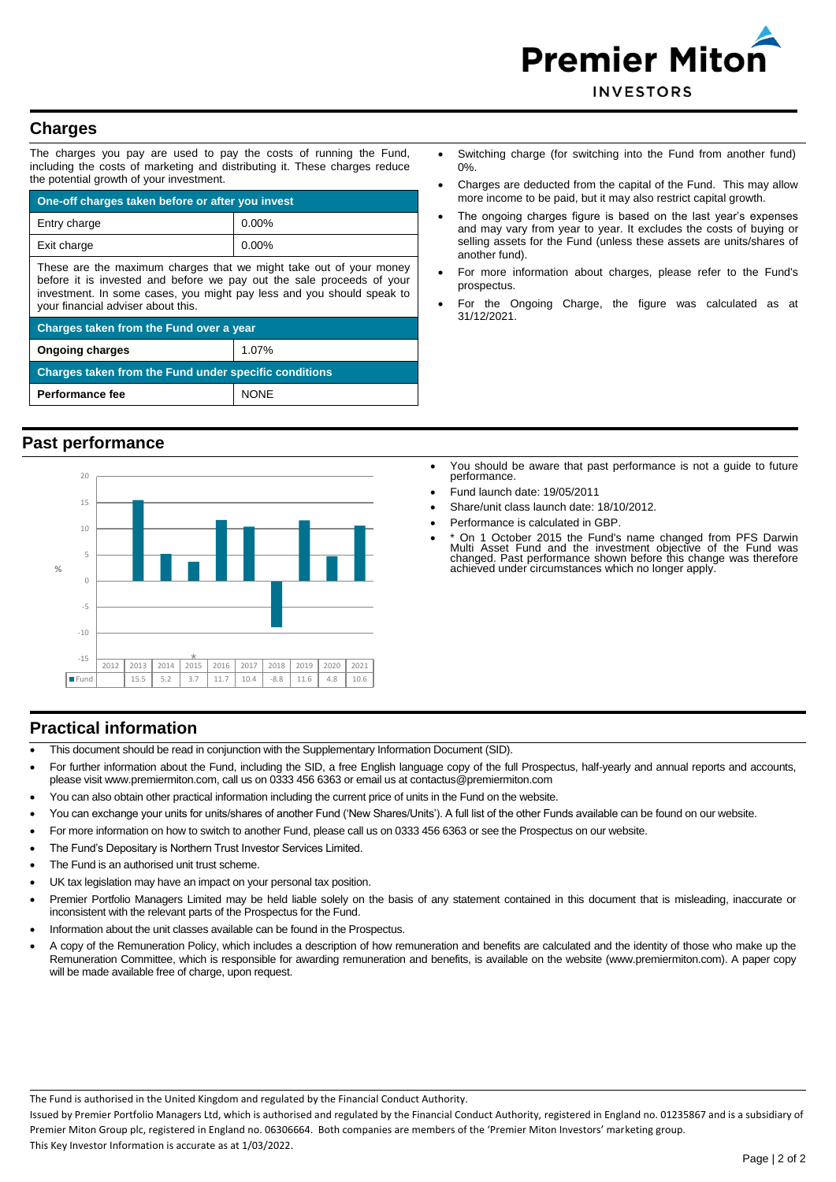## Charges

The charges you pay are used to pay the costs of running the Fund, including the costs of marketing and distributing it. These charges reduce the potential growth of your investment.

| One-off charges taken before or after you invest | |
|---|---|
| Entry charge | 0.00% |
| Exit charge | 0.00% |
| These are the maximum charges that we might take out of your money before it is invested and before we pay out the sale proceeds of your investment. In some cases, you might pay less and you should speak to your financial adviser about this. | |
| **Charges taken from the Fund over a year** | |
| **Ongoing charges** | 1.07% |
| **Charges taken from the Fund under specific conditions** | |
| **Performance fee** | NONE |

- Switching charge (for switching into the Fund from another fund) 0%.
- Charges are deducted from the capital of the Fund. This may allow more income to be paid, but it may also restrict capital growth.
- The ongoing charges figure is based on the last year's expenses and may vary from year to year. It excludes the costs of buying or selling assets for the Fund (unless these assets are units/shares of another fund).
- For more information about charges, please refer to the Fund's prospectus.
- For the Ongoing Charge, the figure was calculated as at 31/12/2021.

## Past performance

%

20
15
10
5
0
-5
-10
-15

2012 2013 2014 2015* 2016 2017 2018 2019 2020 2021

Fund 15.5 5.2 3.7 11.7 10.4 -8.8 11.6 4.8 10.6

- You should be aware that past performance is not a guide to future performance.
- Fund launch date: 19/05/2011
- Share/unit class launch date: 18/10/2012.
- Performance is calculated in GBP.
- * On 1 October 2015 the Fund's name changed from PFS Darwin Multi Asset Fund and the investment objective of the Fund was changed. Past performance shown before this change was therefore achieved under circumstances which no longer apply.

## Practical information

- This document should be read in conjunction with the Supplementary Information Document (SID).
- For further information about the Fund, including the SID, a free English language copy of the full Prospectus, half-yearly and annual reports and accounts, please visit www.premiermiton.com, call us on 0333 456 6363 or email us at contactus@premiermiton.com
- You can also obtain other practical information including the current price of units in the Fund on the website.
- You can exchange your units for units/shares of another Fund ('New Shares/Units'). A full list of the other Funds available can be found on our website.
- For more information on how to switch to another Fund, please call us on 0333 456 6363 or see the Prospectus on our website.
- The Fund's Depositary is Northern Trust Investor Services Limited.
- The Fund is an authorised unit trust scheme.
- UK tax legislation may have an impact on your personal tax position.
- Premier Portfolio Managers Limited may be held liable solely on the basis of any statement contained in this document that is misleading, inaccurate or inconsistent with the relevant parts of the Prospectus for the Fund.
- Information about the unit classes available can be found in the Prospectus.
- A copy of the Remuneration Policy, which includes a description of how remuneration and benefits are calculated and the identity of those who make up the Remuneration Committee, which is responsible for awarding remuneration and benefits, is available on the website (www.premiermiton.com). A paper copy will be made available free of charge, upon request.

The Fund is authorised in the United Kingdom and regulated by the Financial Conduct Authority.

Issued by Premier Portfolio Managers Ltd, which is authorised and regulated by the Financial Conduct Authority, registered in England no. 01235867 and is a subsidiary of Premier Miton Group plc, registered in England no. 06306664. Both companies are members of the 'Premier Miton Investors' marketing group.

This Key Investor Information is accurate as at 1/03/2022.